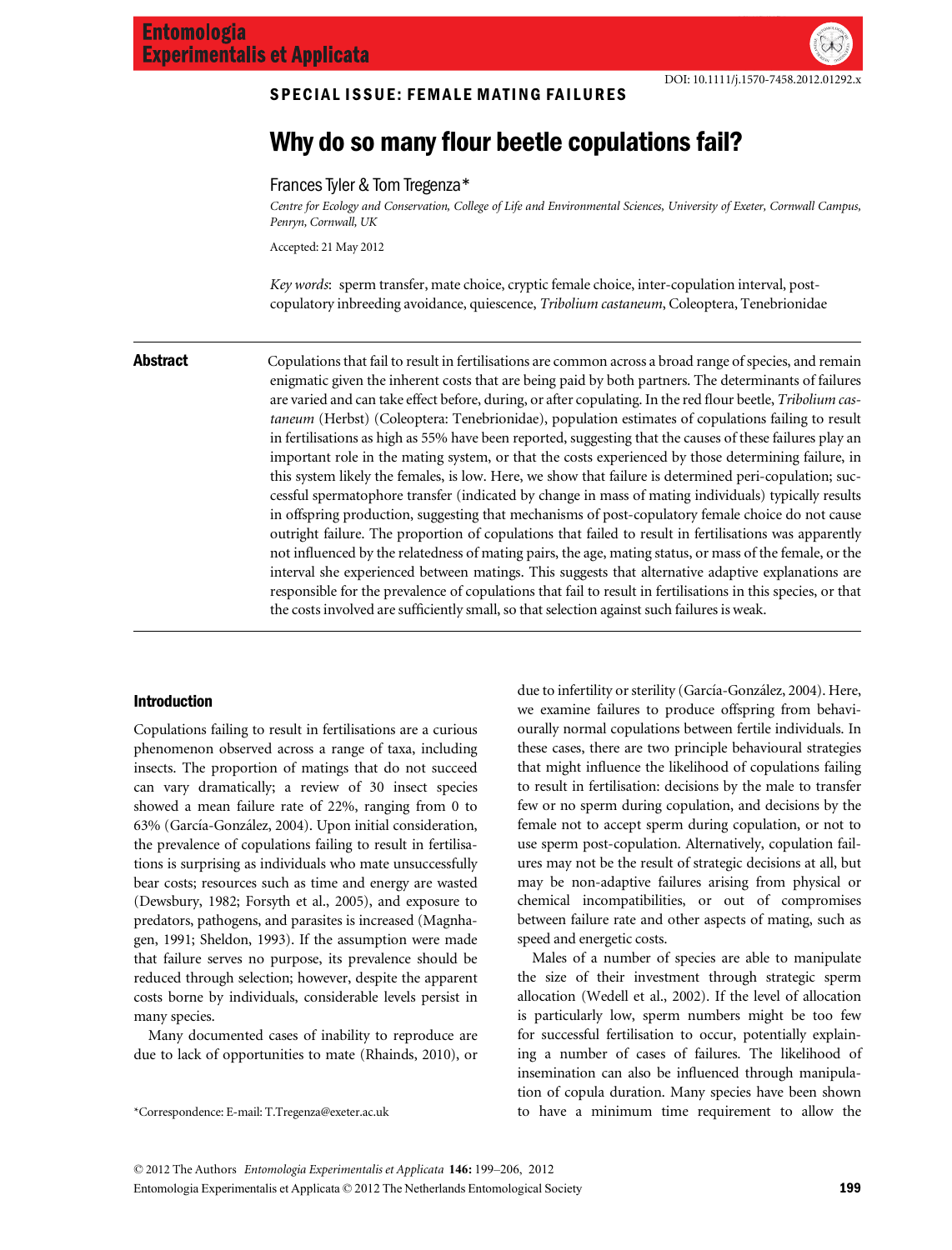SPECIAL ISSUE: FEMALE MATING FAILURES

# Why do so many flour beetle copulations fail?

Frances Tyler & Tom Tregenza*

*Centre for Ecology and Conservation, College of Life and Environmental Sciences, University of Exeter, Cornwall Campus, Penryn, Cornwall, UK*

Accepted: 21 May 2012

*Key words*: sperm transfer, mate choice, cryptic female choice, inter-copulation interval, post-copulatory inbreeding avoidance, quiescence, *Tribolium castaneum*, Coleoptera, Tenebrionidae

## Abstract

Copulations that fail to result in fertilisations are common across a broad range of species, and remain enigmatic given the inherent costs that are being paid by both partners. The determinants of failures are varied and can take effect before, during, or after copulating. In the red flour beetle, *Tribolium castaneum* (Herbst) (Coleoptera: Tenebrionidae), population estimates of copulations failing to result in fertilisations as high as 55% have been reported, suggesting that the causes of these failures play an important role in the mating system, or that the costs experienced by those determining failure, in this system likely the females, is low. Here, we show that failure is determined peri-copulation; successful spermatophore transfer (indicated by change in mass of mating individuals) typically results in offspring production, suggesting that mechanisms of post-copulatory female choice do not cause outright failure. The proportion of copulations that failed to result in fertilisations was apparently not influenced by the relatedness of mating pairs, the age, mating status, or mass of the female, or the interval she experienced between matings. This suggests that alternative adaptive explanations are responsible for the prevalence of copulations that fail to result in fertilisations in this species, or that the costs involved are sufficiently small, so that selection against such failures is weak.

## Introduction

Copulations failing to result in fertilisations are a curious phenomenon observed across a range of taxa, including insects. The proportion of matings that do not succeed can vary dramatically; a review of 30 insect species showed a mean failure rate of 22%, ranging from 0 to 63% (García-González, 2004). Upon initial consideration, the prevalence of copulations failing to result in fertilisations is surprising as individuals who mate unsuccessfully bear costs; resources such as time and energy are wasted (Dewsbury, 1982; Forsyth et al., 2005), and exposure to predators, pathogens, and parasites is increased (Magnhagen, 1991; Sheldon, 1993). If the assumption were made that failure serves no purpose, its prevalence should be reduced through selection; however, despite the apparent costs borne by individuals, considerable levels persist in many species.

Many documented cases of inability to reproduce are due to lack of opportunities to mate (Rhainds, 2010), or due to infertility or sterility (García-González, 2004). Here, we examine failures to produce offspring from behaviourally normal copulations between fertile individuals. In these cases, there are two principle behavioural strategies that might influence the likelihood of copulations failing to result in fertilisation: decisions by the male to transfer few or no sperm during copulation, and decisions by the female not to accept sperm during copulation, or not to use sperm post-copulation. Alternatively, copulation failures may not be the result of strategic decisions at all, but may be non-adaptive failures arising from physical or chemical incompatibilities, or out of compromises between failure rate and other aspects of mating, such as speed and energetic costs.

Males of a number of species are able to manipulate the size of their investment through strategic sperm allocation (Wedell et al., 2002). If the level of allocation is particularly low, sperm numbers might be too few for successful fertilisation to occur, potentially explaining a number of cases of failures. The likelihood of insemination can also be influenced through manipulation of copula duration. Many species have been shown to have a minimum time requirement to allow the

*Correspondence: E-mail: T.Tregenza@exeter.ac.uk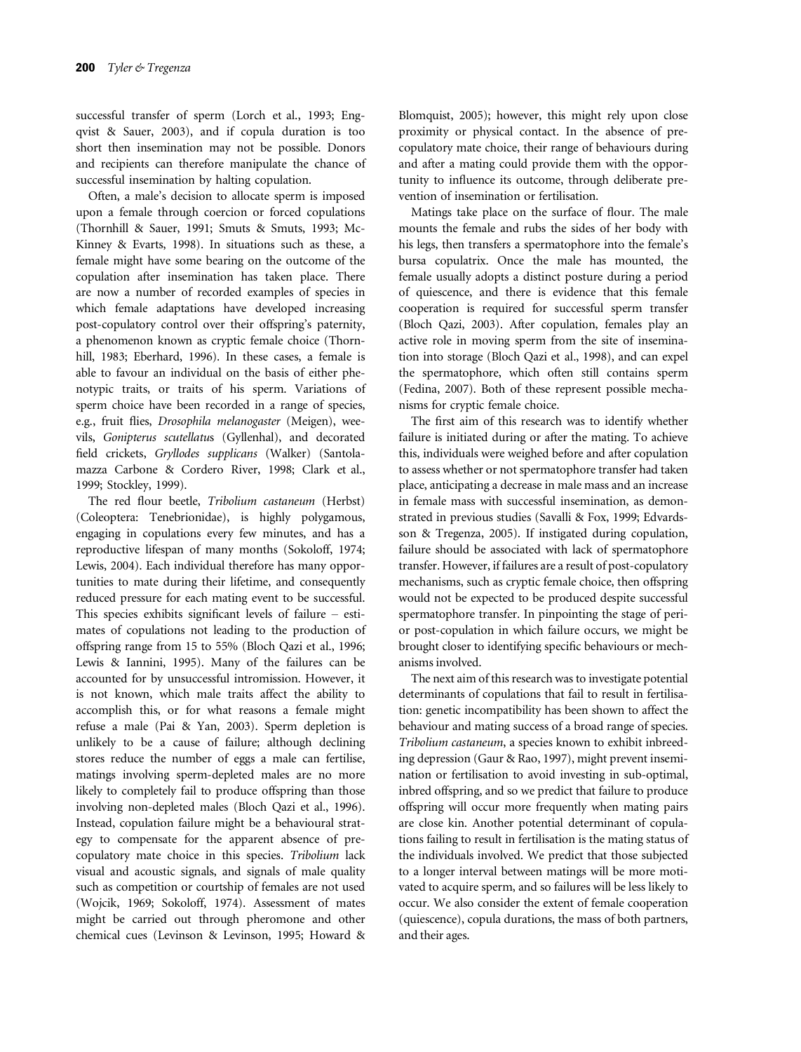successful transfer of sperm (Lorch et al., 1993; Engqvist & Sauer, 2003), and if copula duration is too short then insemination may not be possible. Donors and recipients can therefore manipulate the chance of successful insemination by halting copulation.

Often, a male's decision to allocate sperm is imposed upon a female through coercion or forced copulations (Thornhill & Sauer, 1991; Smuts & Smuts, 1993; McKinney & Evarts, 1998). In situations such as these, a female might have some bearing on the outcome of the copulation after insemination has taken place. There are now a number of recorded examples of species in which female adaptations have developed increasing post-copulatory control over their offspring's paternity, a phenomenon known as cryptic female choice (Thornhill, 1983; Eberhard, 1996). In these cases, a female is able to favour an individual on the basis of either phenotypic traits, or traits of his sperm. Variations of sperm choice have been recorded in a range of species, e.g., fruit flies, *Drosophila melanogaster* (Meigen), weevils, *Gonipterus scutellatus* (Gyllenhal), and decorated field crickets, *Gryllodes supplicans* (Walker) (Santolamazza Carbone & Cordero River, 1998; Clark et al., 1999; Stockley, 1999).

The red flour beetle, *Tribolium castaneum* (Herbst) (Coleoptera: Tenebrionidae), is highly polygamous, engaging in copulations every few minutes, and has a reproductive lifespan of many months (Sokoloff, 1974; Lewis, 2004). Each individual therefore has many opportunities to mate during their lifetime, and consequently reduced pressure for each mating event to be successful. This species exhibits significant levels of failure – estimates of copulations not leading to the production of offspring range from 15 to 55% (Bloch Qazi et al., 1996; Lewis & Iannini, 1995). Many of the failures can be accounted for by unsuccessful intromission. However, it is not known, which male traits affect the ability to accomplish this, or for what reasons a female might refuse a male (Pai & Yan, 2003). Sperm depletion is unlikely to be a cause of failure; although declining stores reduce the number of eggs a male can fertilise, matings involving sperm-depleted males are no more likely to completely fail to produce offspring than those involving non-depleted males (Bloch Qazi et al., 1996). Instead, copulation failure might be a behavioural strategy to compensate for the apparent absence of pre-copulatory mate choice in this species. *Tribolium* lack visual and acoustic signals, and signals of male quality such as competition or courtship of females are not used (Wojcik, 1969; Sokoloff, 1974). Assessment of mates might be carried out through pheromone and other chemical cues (Levinson & Levinson, 1995; Howard & Blomquist, 2005); however, this might rely upon close proximity or physical contact. In the absence of pre-copulatory mate choice, their range of behaviours during and after a mating could provide them with the opportunity to influence its outcome, through deliberate prevention of insemination or fertilisation.

Matings take place on the surface of flour. The male mounts the female and rubs the sides of her body with his legs, then transfers a spermatophore into the female's bursa copulatrix. Once the male has mounted, the female usually adopts a distinct posture during a period of quiescence, and there is evidence that this female cooperation is required for successful sperm transfer (Bloch Qazi, 2003). After copulation, females play an active role in moving sperm from the site of insemination into storage (Bloch Qazi et al., 1998), and can expel the spermatophore, which often still contains sperm (Fedina, 2007). Both of these represent possible mechanisms for cryptic female choice.

The first aim of this research was to identify whether failure is initiated during or after the mating. To achieve this, individuals were weighed before and after copulation to assess whether or not spermatophore transfer had taken place, anticipating a decrease in male mass and an increase in female mass with successful insemination, as demonstrated in previous studies (Savalli & Fox, 1999; Edvardsson & Tregenza, 2005). If instigated during copulation, failure should be associated with lack of spermatophore transfer. However, if failures are a result of post-copulatory mechanisms, such as cryptic female choice, then offspring would not be expected to be produced despite successful spermatophore transfer. In pinpointing the stage of peri- or post-copulation in which failure occurs, we might be brought closer to identifying specific behaviours or mechanisms involved.

The next aim of this research was to investigate potential determinants of copulations that fail to result in fertilisation: genetic incompatibility has been shown to affect the behaviour and mating success of a broad range of species. *Tribolium castaneum*, a species known to exhibit inbreeding depression (Gaur & Rao, 1997), might prevent insemination or fertilisation to avoid investing in sub-optimal, inbred offspring, and so we predict that failure to produce offspring will occur more frequently when mating pairs are close kin. Another potential determinant of copulations failing to result in fertilisation is the mating status of the individuals involved. We predict that those subjected to a longer interval between matings will be more motivated to acquire sperm, and so failures will be less likely to occur. We also consider the extent of female cooperation (quiescence), copula durations, the mass of both partners, and their ages.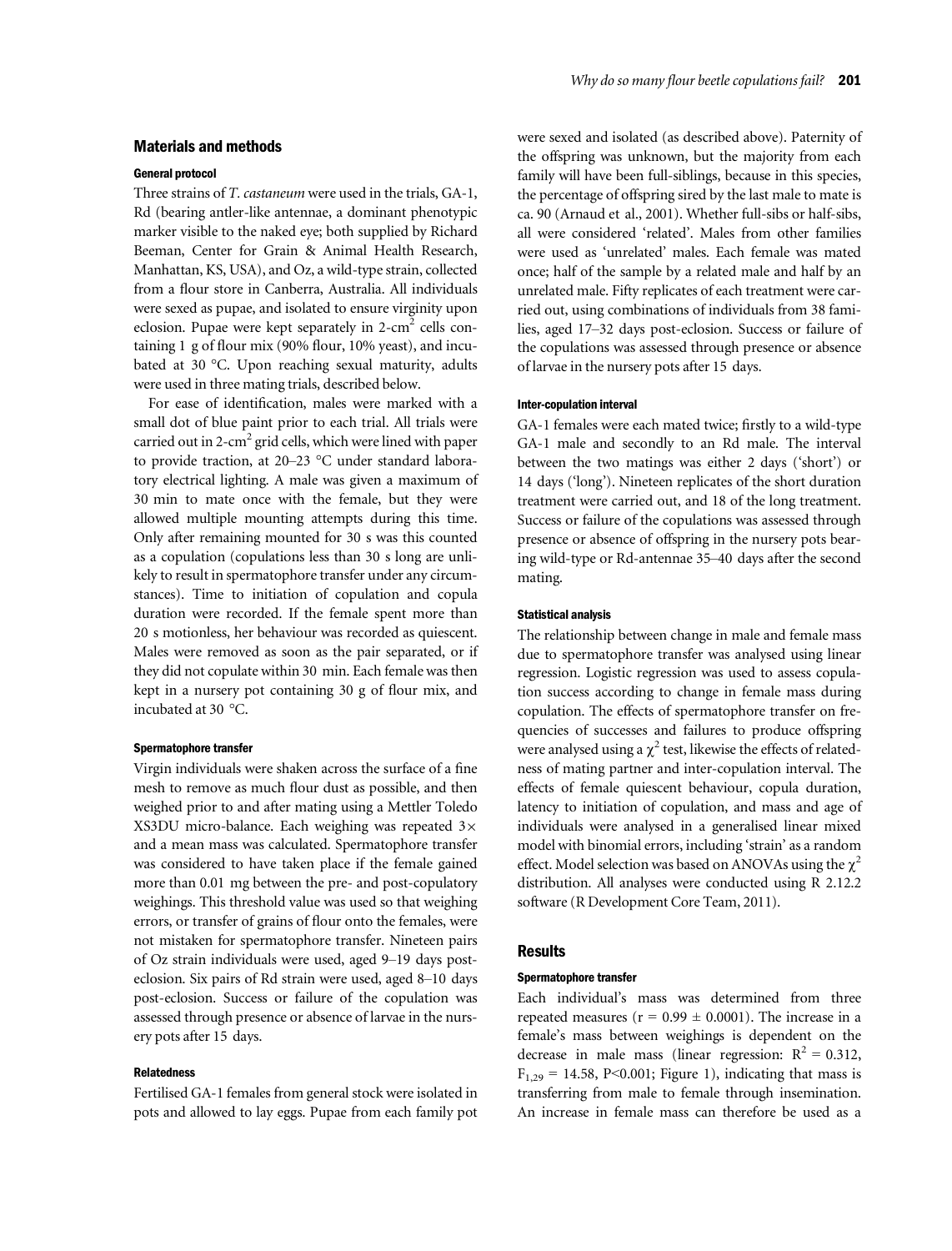## Materials and methods

### General protocol

Three strains of *T. castaneum* were used in the trials, GA-1, Rd (bearing antler-like antennae, a dominant phenotypic marker visible to the naked eye; both supplied by Richard Beeman, Center for Grain & Animal Health Research, Manhattan, KS, USA), and Oz, a wild-type strain, collected from a flour store in Canberra, Australia. All individuals were sexed as pupae, and isolated to ensure virginity upon eclosion. Pupae were kept separately in 2-cm$^2$ cells containing 1 g of flour mix (90% flour, 10% yeast), and incubated at 30 °C. Upon reaching sexual maturity, adults were used in three mating trials, described below.

For ease of identification, males were marked with a small dot of blue paint prior to each trial. All trials were carried out in 2-cm$^2$ grid cells, which were lined with paper to provide traction, at 20–23 °C under standard laboratory electrical lighting. A male was given a maximum of 30 min to mate once with the female, but they were allowed multiple mounting attempts during this time. Only after remaining mounted for 30 s was this counted as a copulation (copulations less than 30 s long are unlikely to result in spermatophore transfer under any circumstances). Time to initiation of copulation and copula duration were recorded. If the female spent more than 20 s motionless, her behaviour was recorded as quiescent. Males were removed as soon as the pair separated, or if they did not copulate within 30 min. Each female was then kept in a nursery pot containing 30 g of flour mix, and incubated at 30 °C.

### Spermatophore transfer

Virgin individuals were shaken across the surface of a fine mesh to remove as much flour dust as possible, and then weighed prior to and after mating using a Mettler Toledo XS3DU micro-balance. Each weighing was repeated 3× and a mean mass was calculated. Spermatophore transfer was considered to have taken place if the female gained more than 0.01 mg between the pre- and post-copulatory weighings. This threshold value was used so that weighing errors, or transfer of grains of flour onto the females, were not mistaken for spermatophore transfer. Nineteen pairs of Oz strain individuals were used, aged 9–19 days post-eclosion. Six pairs of Rd strain were used, aged 8–10 days post-eclosion. Success or failure of the copulation was assessed through presence or absence of larvae in the nursery pots after 15 days.

### Relatedness

Fertilised GA-1 females from general stock were isolated in pots and allowed to lay eggs. Pupae from each family pot were sexed and isolated (as described above). Paternity of the offspring was unknown, but the majority from each family will have been full-siblings, because in this species, the percentage of offspring sired by the last male to mate is ca. 90 (Arnaud et al., 2001). Whether full-sibs or half-sibs, all were considered 'related'. Males from other families were used as 'unrelated' males. Each female was mated once; half of the sample by a related male and half by an unrelated male. Fifty replicates of each treatment were carried out, using combinations of individuals from 38 families, aged 17–32 days post-eclosion. Success or failure of the copulations was assessed through presence or absence of larvae in the nursery pots after 15 days.

### Inter-copulation interval

GA-1 females were each mated twice; firstly to a wild-type GA-1 male and secondly to an Rd male. The interval between the two matings was either 2 days ('short') or 14 days ('long'). Nineteen replicates of the short duration treatment were carried out, and 18 of the long treatment. Success or failure of the copulations was assessed through presence or absence of offspring in the nursery pots bearing wild-type or Rd-antennae 35–40 days after the second mating.

### Statistical analysis

The relationship between change in male and female mass due to spermatophore transfer was analysed using linear regression. Logistic regression was used to assess copulation success according to change in female mass during copulation. The effects of spermatophore transfer on frequencies of successes and failures to produce offspring were analysed using a $\chi^2$ test, likewise the effects of relatedness of mating partner and inter-copulation interval. The effects of female quiescent behaviour, copula duration, latency to initiation of copulation, and mass and age of individuals were analysed in a generalised linear mixed model with binomial errors, including 'strain' as a random effect. Model selection was based on ANOVAs using the $\chi^2$ distribution. All analyses were conducted using R 2.12.2 software (R Development Core Team, 2011).

## Results

### Spermatophore transfer

Each individual's mass was determined from three repeated measures ($r = 0.99 \pm 0.0001$). The increase in a female's mass between weighings is dependent on the decrease in male mass (linear regression: $R^2 = 0.312$, $F_{1,29} = 14.58$, $P<0.001$; Figure 1), indicating that mass is transferring from male to female through insemination. An increase in female mass can therefore be used as a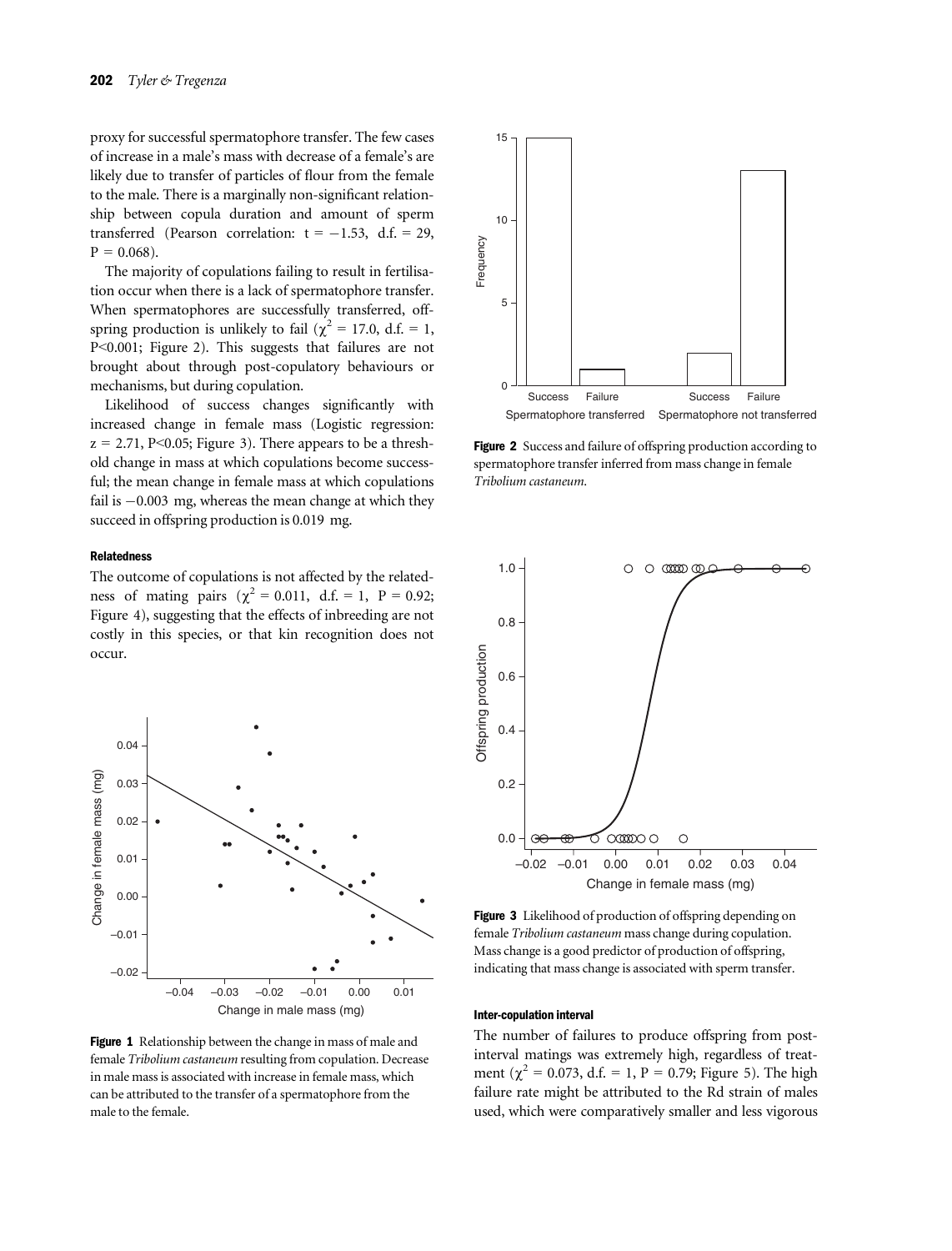proxy for successful spermatophore transfer. The few cases of increase in a male's mass with decrease of a female's are likely due to transfer of particles of flour from the female to the male. There is a marginally non-significant relationship between copula duration and amount of sperm transferred (Pearson correlation: $t = -1.53$, d.f. = 29, $P = 0.068$).

The majority of copulations failing to result in fertilisation occur when there is a lack of spermatophore transfer. When spermatophores are successfully transferred, offspring production is unlikely to fail ($\chi^2 = 17.0$, d.f. = 1, $P<0.001$; Figure 2). This suggests that failures are not brought about through post-copulatory behaviours or mechanisms, but during copulation.

Likelihood of success changes significantly with increased change in female mass (Logistic regression: $z = 2.71$, $P<0.05$; Figure 3). There appears to be a threshold change in mass at which copulations become successful; the mean change in female mass at which copulations fail is −0.003 mg, whereas the mean change at which they succeed in offspring production is 0.019 mg.

#### Relatedness

The outcome of copulations is not affected by the relatedness of mating pairs ($\chi^2 = 0.011$, d.f. = 1, $P = 0.92$; Figure 4), suggesting that the effects of inbreeding are not costly in this species, or that kin recognition does not occur.

**Figure 1** Relationship between the change in mass of male and female *Tribolium castaneum* resulting from copulation. Decrease in male mass is associated with increase in female mass, which can be attributed to the transfer of a spermatophore from the male to the female.

**Figure 2** Success and failure of offspring production according to spermatophore transfer inferred from mass change in female *Tribolium castaneum*.

**Figure 3** Likelihood of production of offspring depending on female *Tribolium castaneum* mass change during copulation. Mass change is a good predictor of production of offspring, indicating that mass change is associated with sperm transfer.

#### Inter-copulation interval

The number of failures to produce offspring from post-interval matings was extremely high, regardless of treatment ($\chi^2 = 0.073$, d.f. = 1, $P = 0.79$; Figure 5). The high failure rate might be attributed to the Rd strain of males used, which were comparatively smaller and less vigorous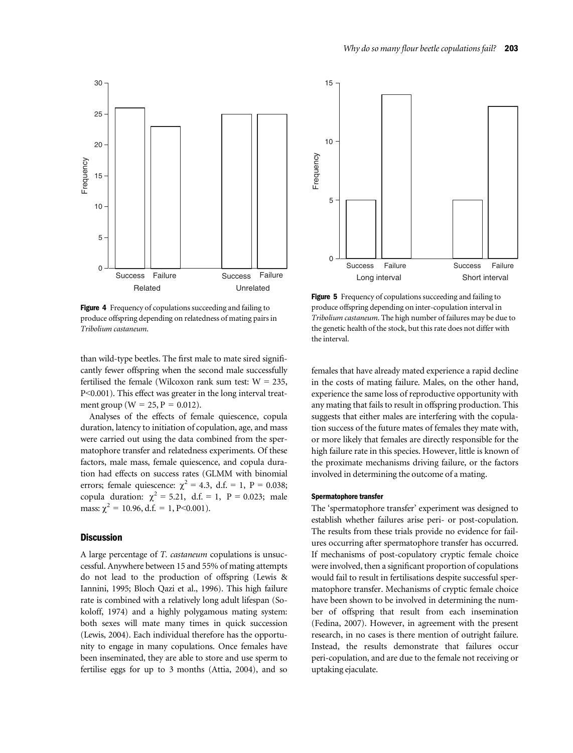Figure 4 Frequency of copulations succeeding and failing to produce offspring depending on relatedness of mating pairs in *Tribolium castaneum*.

Figure 5 Frequency of copulations succeeding and failing to produce offspring depending on inter-copulation interval in *Tribolium castaneum*. The high number of failures may be due to the genetic health of the stock, but this rate does not differ with the interval.

than wild-type beetles. The first male to mate sired significantly fewer offspring when the second male successfully fertilised the female (Wilcoxon rank sum test: $W = 235$, $P<0.001$). This effect was greater in the long interval treatment group ($W = 25$, $P = 0.012$).

Analyses of the effects of female quiescence, copula duration, latency to initiation of copulation, age, and mass were carried out using the data combined from the spermatophore transfer and relatedness experiments. Of these factors, male mass, female quiescence, and copula duration had effects on success rates (GLMM with binomial errors; female quiescence: $\chi^2 = 4.3$, d.f. = 1, $P = 0.038$; copula duration: $\chi^2 = 5.21$, d.f. = 1, $P = 0.023$; male mass: $\chi^2 = 10.96$, d.f. = 1, $P<0.001$).

## Discussion

A large percentage of *T. castaneum* copulations is unsuccessful. Anywhere between 15 and 55% of mating attempts do not lead to the production of offspring (Lewis & Iannini, 1995; Bloch Qazi et al., 1996). This high failure rate is combined with a relatively long adult lifespan (Sokoloff, 1974) and a highly polygamous mating system: both sexes will mate many times in quick succession (Lewis, 2004). Each individual therefore has the opportunity to engage in many copulations. Once females have been inseminated, they are able to store and use sperm to fertilise eggs for up to 3 months (Attia, 2004), and so females that have already mated experience a rapid decline in the costs of mating failure. Males, on the other hand, experience the same loss of reproductive opportunity with any mating that fails to result in offspring production. This suggests that either males are interfering with the copulation success of the future mates of females they mate with, or more likely that females are directly responsible for the high failure rate in this species. However, little is known of the proximate mechanisms driving failure, or the factors involved in determining the outcome of a mating.

### Spermatophore transfer

The 'spermatophore transfer' experiment was designed to establish whether failures arise peri- or post-copulation. The results from these trials provide no evidence for failures occurring after spermatophore transfer has occurred. If mechanisms of post-copulatory cryptic female choice were involved, then a significant proportion of copulations would fail to result in fertilisations despite successful spermatophore transfer. Mechanisms of cryptic female choice have been shown to be involved in determining the number of offspring that result from each insemination (Fedina, 2007). However, in agreement with the present research, in no cases is there mention of outright failure. Instead, the results demonstrate that failures occur peri-copulation, and are due to the female not receiving or uptaking ejaculate.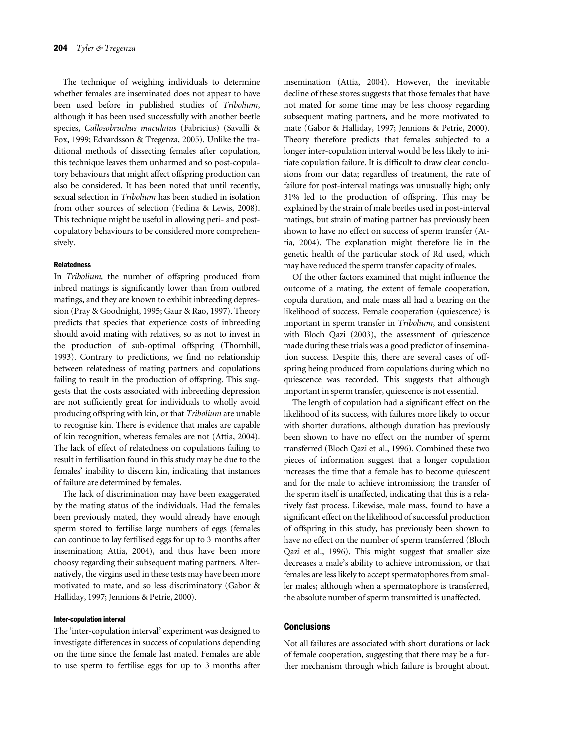The technique of weighing individuals to determine whether females are inseminated does not appear to have been used before in published studies of *Tribolium*, although it has been used successfully with another beetle species, *Callosobruchus maculatus* (Fabricius) (Savalli & Fox, 1999; Edvardsson & Tregenza, 2005). Unlike the traditional methods of dissecting females after copulation, this technique leaves them unharmed and so post-copulatory behaviours that might affect offspring production can also be considered. It has been noted that until recently, sexual selection in *Tribolium* has been studied in isolation from other sources of selection (Fedina & Lewis, 2008). This technique might be useful in allowing peri- and post-copulatory behaviours to be considered more comprehensively.

#### Relatedness

In *Tribolium,* the number of offspring produced from inbred matings is significantly lower than from outbred matings, and they are known to exhibit inbreeding depression (Pray & Goodnight, 1995; Gaur & Rao, 1997). Theory predicts that species that experience costs of inbreeding should avoid mating with relatives, so as not to invest in the production of sub-optimal offspring (Thornhill, 1993). Contrary to predictions, we find no relationship between relatedness of mating partners and copulations failing to result in the production of offspring. This suggests that the costs associated with inbreeding depression are not sufficiently great for individuals to wholly avoid producing offspring with kin, or that *Tribolium* are unable to recognise kin. There is evidence that males are capable of kin recognition, whereas females are not (Attia, 2004). The lack of effect of relatedness on copulations failing to result in fertilisation found in this study may be due to the females' inability to discern kin, indicating that instances of failure are determined by females.

The lack of discrimination may have been exaggerated by the mating status of the individuals. Had the females been previously mated, they would already have enough sperm stored to fertilise large numbers of eggs (females can continue to lay fertilised eggs for up to 3 months after insemination; Attia, 2004), and thus have been more choosy regarding their subsequent mating partners. Alternatively, the virgins used in these tests may have been more motivated to mate, and so less discriminatory (Gabor & Halliday, 1997; Jennions & Petrie, 2000).

#### Inter-copulation interval

The 'inter-copulation interval' experiment was designed to investigate differences in success of copulations depending on the time since the female last mated. Females are able to use sperm to fertilise eggs for up to 3 months after insemination (Attia, 2004). However, the inevitable decline of these stores suggests that those females that have not mated for some time may be less choosy regarding subsequent mating partners, and be more motivated to mate (Gabor & Halliday, 1997; Jennions & Petrie, 2000). Theory therefore predicts that females subjected to a longer inter-copulation interval would be less likely to initiate copulation failure. It is difficult to draw clear conclusions from our data; regardless of treatment, the rate of failure for post-interval matings was unusually high; only 31% led to the production of offspring. This may be explained by the strain of male beetles used in post-interval matings, but strain of mating partner has previously been shown to have no effect on success of sperm transfer (Attia, 2004). The explanation might therefore lie in the genetic health of the particular stock of Rd used, which may have reduced the sperm transfer capacity of males.

Of the other factors examined that might influence the outcome of a mating, the extent of female cooperation, copula duration, and male mass all had a bearing on the likelihood of success. Female cooperation (quiescence) is important in sperm transfer in *Tribolium*, and consistent with Bloch Qazi (2003), the assessment of quiescence made during these trials was a good predictor of insemination success. Despite this, there are several cases of offspring being produced from copulations during which no quiescence was recorded. This suggests that although important in sperm transfer, quiescence is not essential.

The length of copulation had a significant effect on the likelihood of its success, with failures more likely to occur with shorter durations, although duration has previously been shown to have no effect on the number of sperm transferred (Bloch Qazi et al., 1996). Combined these two pieces of information suggest that a longer copulation increases the time that a female has to become quiescent and for the male to achieve intromission; the transfer of the sperm itself is unaffected, indicating that this is a relatively fast process. Likewise, male mass, found to have a significant effect on the likelihood of successful production of offspring in this study, has previously been shown to have no effect on the number of sperm transferred (Bloch Qazi et al., 1996). This might suggest that smaller size decreases a male's ability to achieve intromission, or that females are less likely to accept spermatophores from smaller males; although when a spermatophore is transferred, the absolute number of sperm transmitted is unaffected.

## Conclusions

Not all failures are associated with short durations or lack of female cooperation, suggesting that there may be a further mechanism through which failure is brought about.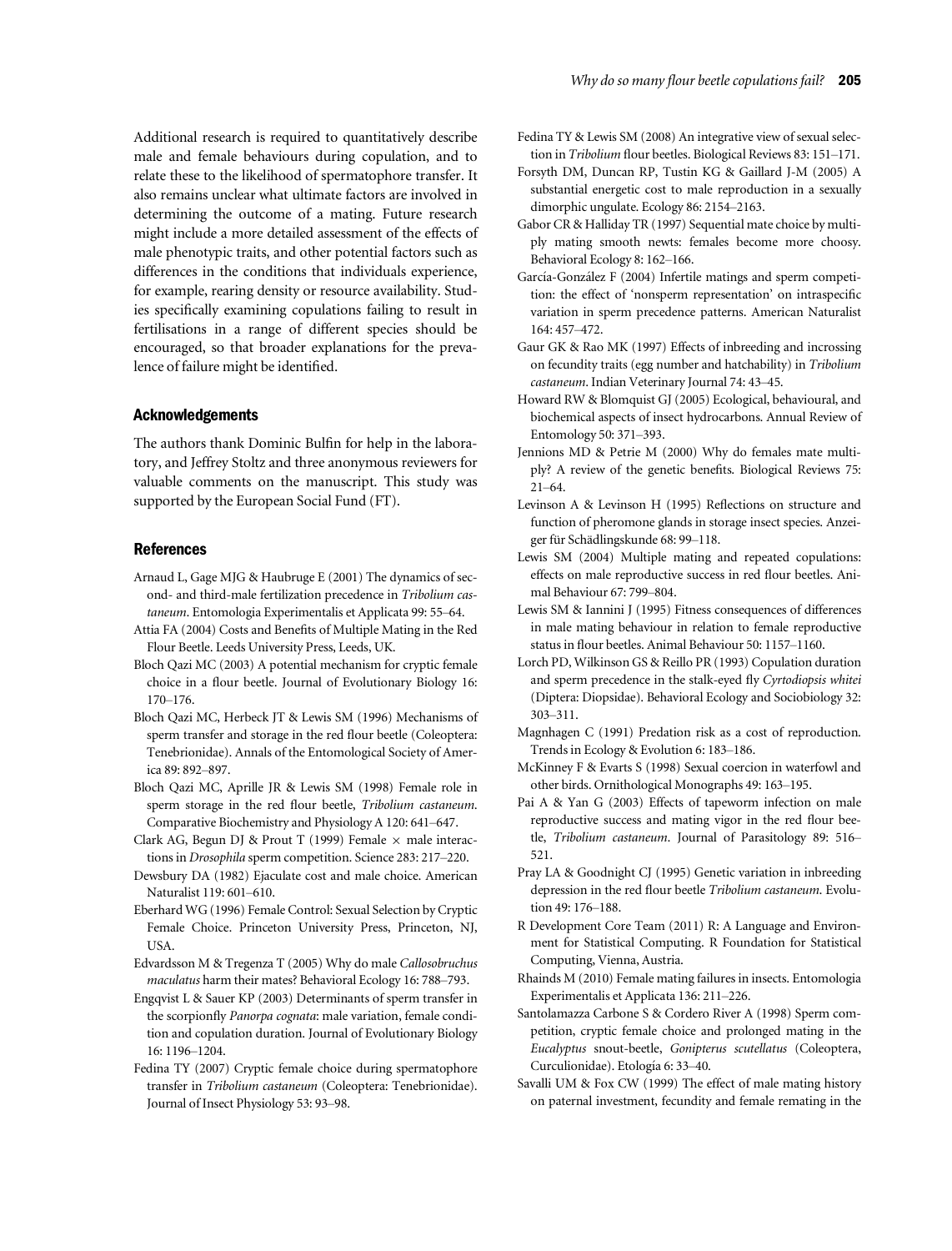Additional research is required to quantitatively describe male and female behaviours during copulation, and to relate these to the likelihood of spermatophore transfer. It also remains unclear what ultimate factors are involved in determining the outcome of a mating. Future research might include a more detailed assessment of the effects of male phenotypic traits, and other potential factors such as differences in the conditions that individuals experience, for example, rearing density or resource availability. Studies specifically examining copulations failing to result in fertilisations in a range of different species should be encouraged, so that broader explanations for the prevalence of failure might be identified.

## Acknowledgements

The authors thank Dominic Bulfin for help in the laboratory, and Jeffrey Stoltz and three anonymous reviewers for valuable comments on the manuscript. This study was supported by the European Social Fund (FT).

## References

Arnaud L, Gage MJG & Haubruge E (2001) The dynamics of second- and third-male fertilization precedence in *Tribolium castaneum*. Entomologia Experimentalis et Applicata 99: 55–64.

Attia FA (2004) Costs and Benefits of Multiple Mating in the Red Flour Beetle. Leeds University Press, Leeds, UK.

Bloch Qazi MC (2003) A potential mechanism for cryptic female choice in a flour beetle. Journal of Evolutionary Biology 16: 170–176.

Bloch Qazi MC, Herbeck JT & Lewis SM (1996) Mechanisms of sperm transfer and storage in the red flour beetle (Coleoptera: Tenebrionidae). Annals of the Entomological Society of America 89: 892–897.

Bloch Qazi MC, Aprille JR & Lewis SM (1998) Female role in sperm storage in the red flour beetle, *Tribolium castaneum*. Comparative Biochemistry and Physiology A 120: 641–647.

Clark AG, Begun DJ & Prout T (1999) Female × male interactions in *Drosophila* sperm competition. Science 283: 217–220.

Dewsbury DA (1982) Ejaculate cost and male choice. American Naturalist 119: 601–610.

Eberhard WG (1996) Female Control: Sexual Selection by Cryptic Female Choice. Princeton University Press, Princeton, NJ, USA.

Edvardsson M & Tregenza T (2005) Why do male *Callosobruchus maculatus* harm their mates? Behavioral Ecology 16: 788–793.

Engqvist L & Sauer KP (2003) Determinants of sperm transfer in the scorpionfly *Panorpa cognata*: male variation, female condition and copulation duration. Journal of Evolutionary Biology 16: 1196–1204.

Fedina TY (2007) Cryptic female choice during spermatophore transfer in *Tribolium castaneum* (Coleoptera: Tenebrionidae). Journal of Insect Physiology 53: 93–98.

Fedina TY & Lewis SM (2008) An integrative view of sexual selection in *Tribolium* flour beetles. Biological Reviews 83: 151–171.

Forsyth DM, Duncan RP, Tustin KG & Gaillard J-M (2005) A substantial energetic cost to male reproduction in a sexually dimorphic ungulate. Ecology 86: 2154–2163.

Gabor CR & Halliday TR (1997) Sequential mate choice by multiply mating smooth newts: females become more choosy. Behavioral Ecology 8: 162–166.

García-González F (2004) Infertile matings and sperm competition: the effect of 'nonsperm representation' on intraspecific variation in sperm precedence patterns. American Naturalist 164: 457–472.

Gaur GK & Rao MK (1997) Effects of inbreeding and incrossing on fecundity traits (egg number and hatchability) in *Tribolium castaneum*. Indian Veterinary Journal 74: 43–45.

Howard RW & Blomquist GJ (2005) Ecological, behavioural, and biochemical aspects of insect hydrocarbons. Annual Review of Entomology 50: 371–393.

Jennions MD & Petrie M (2000) Why do females mate multiply? A review of the genetic benefits. Biological Reviews 75: 21–64.

Levinson A & Levinson H (1995) Reflections on structure and function of pheromone glands in storage insect species. Anzeiger für Schädlingskunde 68: 99–118.

Lewis SM (2004) Multiple mating and repeated copulations: effects on male reproductive success in red flour beetles. Animal Behaviour 67: 799–804.

Lewis SM & Iannini J (1995) Fitness consequences of differences in male mating behaviour in relation to female reproductive status in flour beetles. Animal Behaviour 50: 1157–1160.

Lorch PD, Wilkinson GS & Reillo PR (1993) Copulation duration and sperm precedence in the stalk-eyed fly *Cyrtodiopsis whitei* (Diptera: Diopsidae). Behavioral Ecology and Sociobiology 32: 303–311.

Magnhagen C (1991) Predation risk as a cost of reproduction. Trends in Ecology & Evolution 6: 183–186.

McKinney F & Evarts S (1998) Sexual coercion in waterfowl and other birds. Ornithological Monographs 49: 163–195.

Pai A & Yan G (2003) Effects of tapeworm infection on male reproductive success and mating vigor in the red flour beetle, *Tribolium castaneum*. Journal of Parasitology 89: 516–521.

Pray LA & Goodnight CJ (1995) Genetic variation in inbreeding depression in the red flour beetle *Tribolium castaneum*. Evolution 49: 176–188.

R Development Core Team (2011) R: A Language and Environment for Statistical Computing. R Foundation for Statistical Computing, Vienna, Austria.

Rhainds M (2010) Female mating failures in insects. Entomologia Experimentalis et Applicata 136: 211–226.

Santolamazza Carbone S & Cordero River A (1998) Sperm competition, cryptic female choice and prolonged mating in the *Eucalyptus* snout-beetle, *Gonipterus scutellatus* (Coleoptera, Curculionidae). Etología 6: 33–40.

Savalli UM & Fox CW (1999) The effect of male mating history on paternal investment, fecundity and female remating in the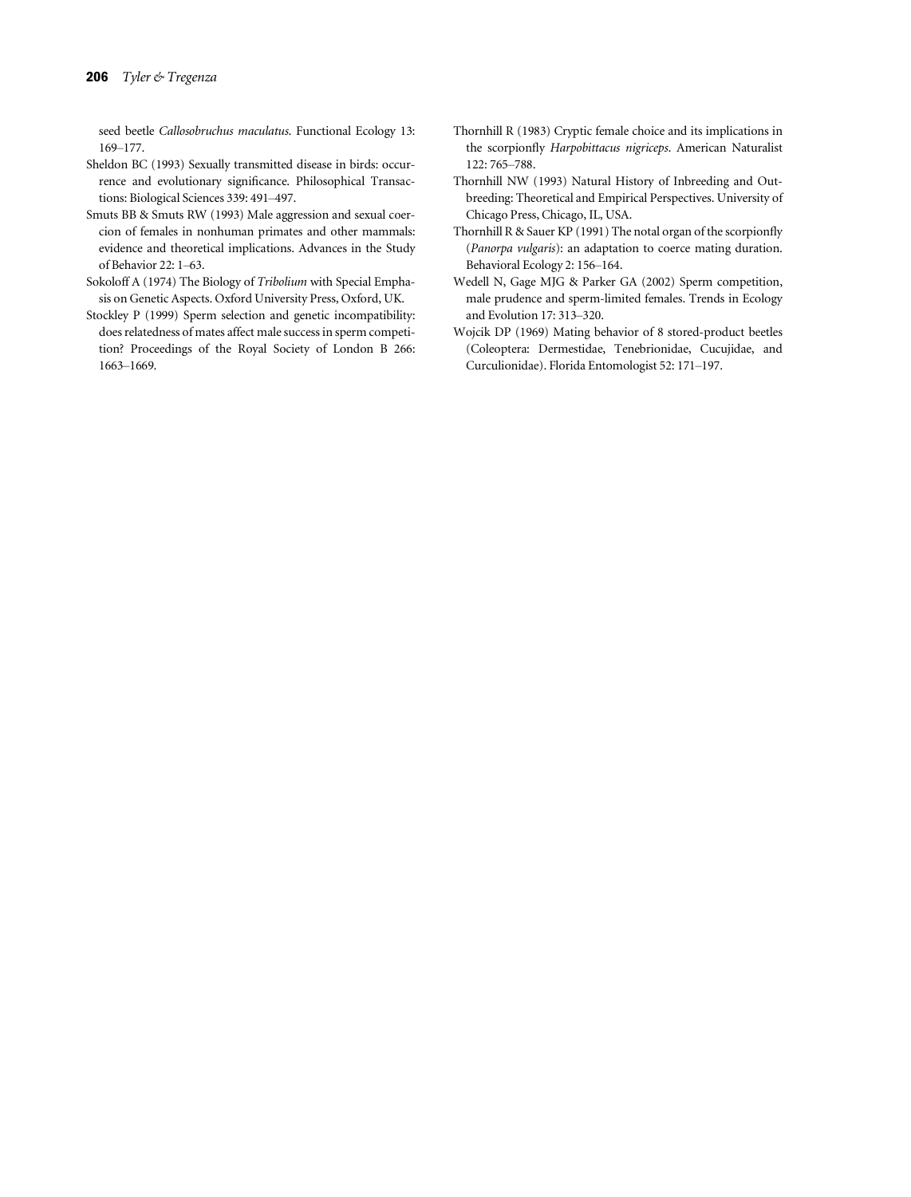seed beetle *Callosobruchus maculatus*. Functional Ecology 13: 169–177.

Sheldon BC (1993) Sexually transmitted disease in birds: occurrence and evolutionary significance. Philosophical Transactions: Biological Sciences 339: 491–497.

Smuts BB & Smuts RW (1993) Male aggression and sexual coercion of females in nonhuman primates and other mammals: evidence and theoretical implications. Advances in the Study of Behavior 22: 1–63.

Sokoloff A (1974) The Biology of *Tribolium* with Special Emphasis on Genetic Aspects. Oxford University Press, Oxford, UK.

Stockley P (1999) Sperm selection and genetic incompatibility: does relatedness of mates affect male success in sperm competition? Proceedings of the Royal Society of London B 266: 1663–1669.

Thornhill R (1983) Cryptic female choice and its implications in the scorpionfly *Harpobittacus nigriceps*. American Naturalist 122: 765–788.

Thornhill NW (1993) Natural History of Inbreeding and Outbreeding: Theoretical and Empirical Perspectives. University of Chicago Press, Chicago, IL, USA.

Thornhill R & Sauer KP (1991) The notal organ of the scorpionfly (*Panorpa vulgaris*): an adaptation to coerce mating duration. Behavioral Ecology 2: 156–164.

Wedell N, Gage MJG & Parker GA (2002) Sperm competition, male prudence and sperm-limited females. Trends in Ecology and Evolution 17: 313–320.

Wojcik DP (1969) Mating behavior of 8 stored-product beetles (Coleoptera: Dermestidae, Tenebrionidae, Cucujidae, and Curculionidae). Florida Entomologist 52: 171–197.